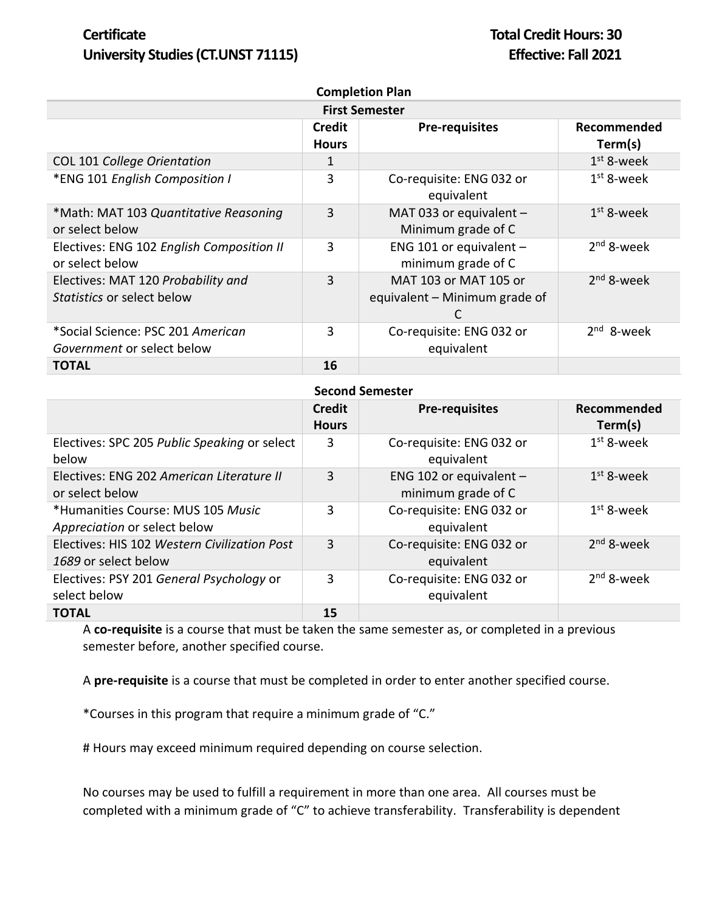# Certificate
# University Studies (CT.UNST 71115)

**Total Credit Hours: 30**
**Effective: Fall 2021**

## Completion Plan

### First Semester

| | Credit Hours | Pre-requisites | Recommended Term(s) |
|---|---|---|---|
| COL 101 *College Orientation* | 1 | | 1st 8-week |
| *ENG 101 *English Composition I* | 3 | Co-requisite: ENG 032 or equivalent | 1st 8-week |
| *Math: MAT 103 *Quantitative Reasoning* or select below | 3 | MAT 033 or equivalent – Minimum grade of C | 1st 8-week |
| Electives: ENG 102 *English Composition II* or select below | 3 | ENG 101 or equivalent – minimum grade of C | 2nd 8-week |
| Electives: MAT 120 *Probability and Statistics* or select below | 3 | MAT 103 or MAT 105 or equivalent – Minimum grade of C | 2nd 8-week |
| *Social Science: PSC 201 *American Government* or select below | 3 | Co-requisite: ENG 032 or equivalent | 2nd 8-week |
| **TOTAL** | **16** | | |

### Second Semester

| | Credit Hours | Pre-requisites | Recommended Term(s) |
|---|---|---|---|
| Electives: SPC 205 *Public Speaking* or select below | 3 | Co-requisite: ENG 032 or equivalent | 1st 8-week |
| Electives: ENG 202 *American Literature II* or select below | 3 | ENG 102 or equivalent – minimum grade of C | 1st 8-week |
| *Humanities Course: MUS 105 *Music Appreciation* or select below | 3 | Co-requisite: ENG 032 or equivalent | 1st 8-week |
| Electives: HIS 102 *Western Civilization Post 1689* or select below | 3 | Co-requisite: ENG 032 or equivalent | 2nd 8-week |
| Electives: PSY 201 *General Psychology* or select below | 3 | Co-requisite: ENG 032 or equivalent | 2nd 8-week |
| **TOTAL** | **15** | | |

A **co-requisite** is a course that must be taken the same semester as, or completed in a previous semester before, another specified course.

A **pre-requisite** is a course that must be completed in order to enter another specified course.

*Courses in this program that require a minimum grade of "C."

# Hours may exceed minimum required depending on course selection.

No courses may be used to fulfill a requirement in more than one area. All courses must be completed with a minimum grade of "C" to achieve transferability. Transferability is dependent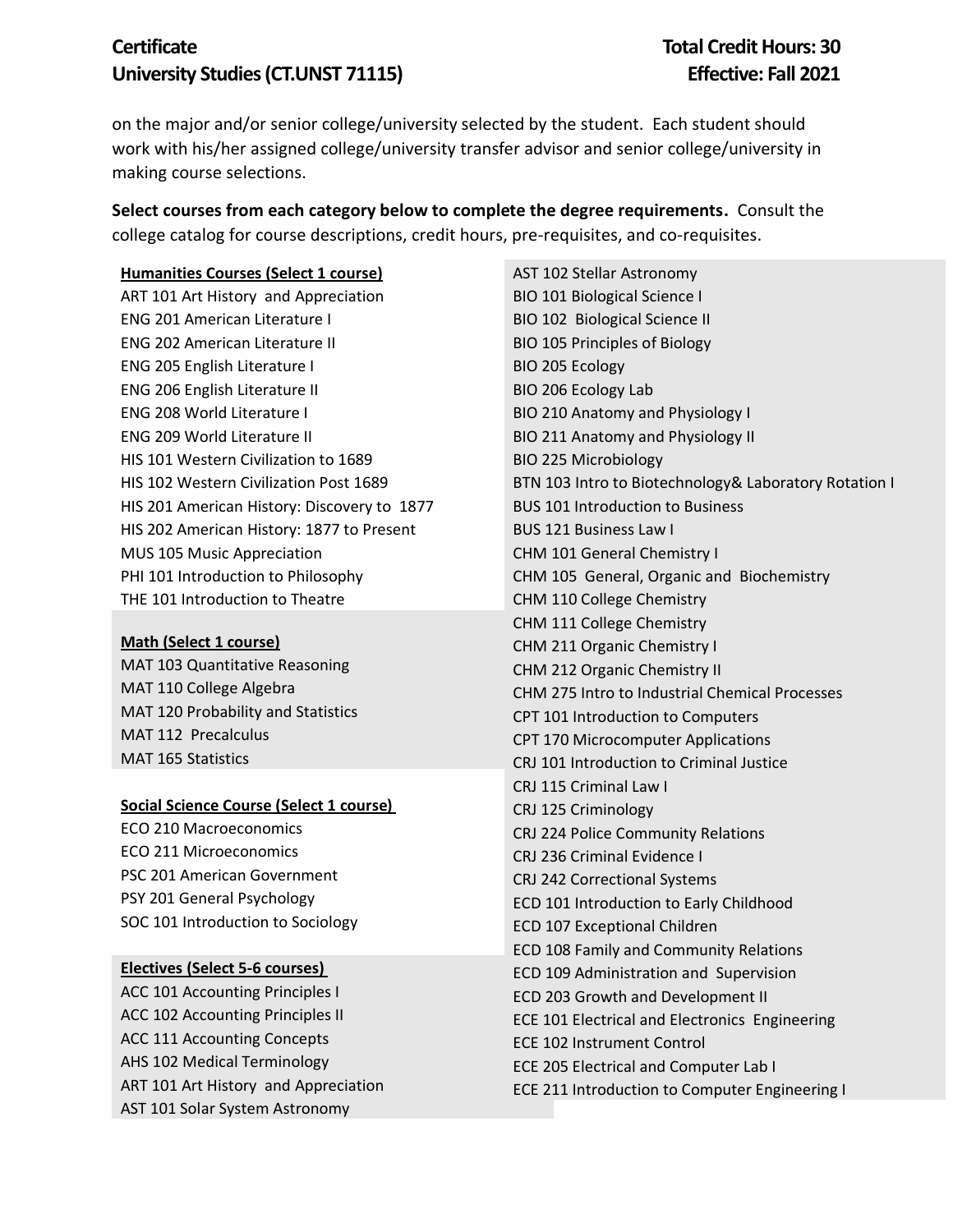on the major and/or senior college/university selected by the student. Each student should work with his/her assigned college/university transfer advisor and senior college/university in making course selections.

**Select courses from each category below to complete the degree requirements.** Consult the college catalog for course descriptions, credit hours, pre-requisites, and co-requisites.

**Humanities Courses (Select 1 course)**

ART 101 Art History and Appreciation
ENG 201 American Literature I
ENG 202 American Literature II
ENG 205 English Literature I
ENG 206 English Literature II
ENG 208 World Literature I
ENG 209 World Literature II
HIS 101 Western Civilization to 1689
HIS 102 Western Civilization Post 1689
HIS 201 American History: Discovery to 1877
HIS 202 American History: 1877 to Present
MUS 105 Music Appreciation
PHI 101 Introduction to Philosophy
THE 101 Introduction to Theatre

**Math (Select 1 course)**

MAT 103 Quantitative Reasoning
MAT 110 College Algebra
MAT 120 Probability and Statistics
MAT 112 Precalculus
MAT 165 Statistics

**Social Science Course (Select 1 course)**

ECO 210 Macroeconomics
ECO 211 Microeconomics
PSC 201 American Government
PSY 201 General Psychology
SOC 101 Introduction to Sociology

**Electives (Select 5-6 courses)**

ACC 101 Accounting Principles I
ACC 102 Accounting Principles II
ACC 111 Accounting Concepts
AHS 102 Medical Terminology
ART 101 Art History and Appreciation
AST 101 Solar System Astronomy
AST 102 Stellar Astronomy
BIO 101 Biological Science I
BIO 102 Biological Science II
BIO 105 Principles of Biology
BIO 205 Ecology
BIO 206 Ecology Lab
BIO 210 Anatomy and Physiology I
BIO 211 Anatomy and Physiology II
BIO 225 Microbiology
BTN 103 Intro to Biotechnology& Laboratory Rotation I
BUS 101 Introduction to Business
BUS 121 Business Law I
CHM 101 General Chemistry I
CHM 105 General, Organic and Biochemistry
CHM 110 College Chemistry
CHM 111 College Chemistry
CHM 211 Organic Chemistry I
CHM 212 Organic Chemistry II
CHM 275 Intro to Industrial Chemical Processes
CPT 101 Introduction to Computers
CPT 170 Microcomputer Applications
CRJ 101 Introduction to Criminal Justice
CRJ 115 Criminal Law I
CRJ 125 Criminology
CRJ 224 Police Community Relations
CRJ 236 Criminal Evidence I
CRJ 242 Correctional Systems
ECD 101 Introduction to Early Childhood
ECD 107 Exceptional Children
ECD 108 Family and Community Relations
ECD 109 Administration and Supervision
ECD 203 Growth and Development II
ECE 101 Electrical and Electronics Engineering
ECE 102 Instrument Control
ECE 205 Electrical and Computer Lab I
ECE 211 Introduction to Computer Engineering I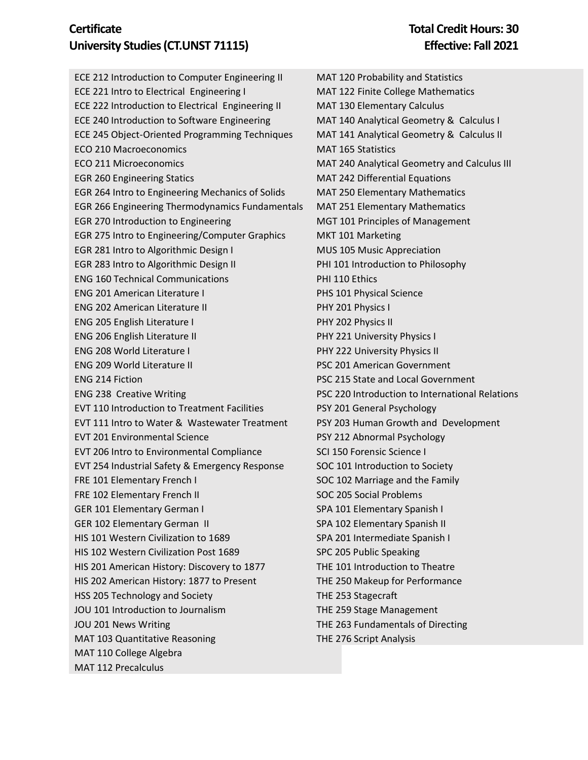**Certificate**
**University Studies (CT.UNST 71115)**

**Total Credit Hours: 30**
**Effective: Fall 2021**

ECE 212 Introduction to Computer Engineering II
ECE 221 Intro to Electrical Engineering I
ECE 222 Introduction to Electrical Engineering II
ECE 240 Introduction to Software Engineering
ECE 245 Object-Oriented Programming Techniques
ECO 210 Macroeconomics
ECO 211 Microeconomics
EGR 260 Engineering Statics
EGR 264 Intro to Engineering Mechanics of Solids
EGR 266 Engineering Thermodynamics Fundamentals
EGR 270 Introduction to Engineering
EGR 275 Intro to Engineering/Computer Graphics
EGR 281 Intro to Algorithmic Design I
EGR 283 Intro to Algorithmic Design II
ENG 160 Technical Communications
ENG 201 American Literature I
ENG 202 American Literature II
ENG 205 English Literature I
ENG 206 English Literature II
ENG 208 World Literature I
ENG 209 World Literature II
ENG 214 Fiction
ENG 238 Creative Writing
EVT 110 Introduction to Treatment Facilities
EVT 111 Intro to Water & Wastewater Treatment
EVT 201 Environmental Science
EVT 206 Intro to Environmental Compliance
EVT 254 Industrial Safety & Emergency Response
FRE 101 Elementary French I
FRE 102 Elementary French II
GER 101 Elementary German I
GER 102 Elementary German II
HIS 101 Western Civilization to 1689
HIS 102 Western Civilization Post 1689
HIS 201 American History: Discovery to 1877
HIS 202 American History: 1877 to Present
HSS 205 Technology and Society
JOU 101 Introduction to Journalism
JOU 201 News Writing
MAT 103 Quantitative Reasoning
MAT 110 College Algebra
MAT 112 Precalculus
MAT 120 Probability and Statistics
MAT 122 Finite College Mathematics
MAT 130 Elementary Calculus
MAT 140 Analytical Geometry & Calculus I
MAT 141 Analytical Geometry & Calculus II
MAT 165 Statistics
MAT 240 Analytical Geometry and Calculus III
MAT 242 Differential Equations
MAT 250 Elementary Mathematics
MAT 251 Elementary Mathematics
MGT 101 Principles of Management
MKT 101 Marketing
MUS 105 Music Appreciation
PHI 101 Introduction to Philosophy
PHI 110 Ethics
PHS 101 Physical Science
PHY 201 Physics I
PHY 202 Physics II
PHY 221 University Physics I
PHY 222 University Physics II
PSC 201 American Government
PSC 215 State and Local Government
PSC 220 Introduction to International Relations
PSY 201 General Psychology
PSY 203 Human Growth and Development
PSY 212 Abnormal Psychology
SCI 150 Forensic Science I
SOC 101 Introduction to Society
SOC 102 Marriage and the Family
SOC 205 Social Problems
SPA 101 Elementary Spanish I
SPA 102 Elementary Spanish II
SPA 201 Intermediate Spanish I
SPC 205 Public Speaking
THE 101 Introduction to Theatre
THE 250 Makeup for Performance
THE 253 Stagecraft
THE 259 Stage Management
THE 263 Fundamentals of Directing
THE 276 Script Analysis